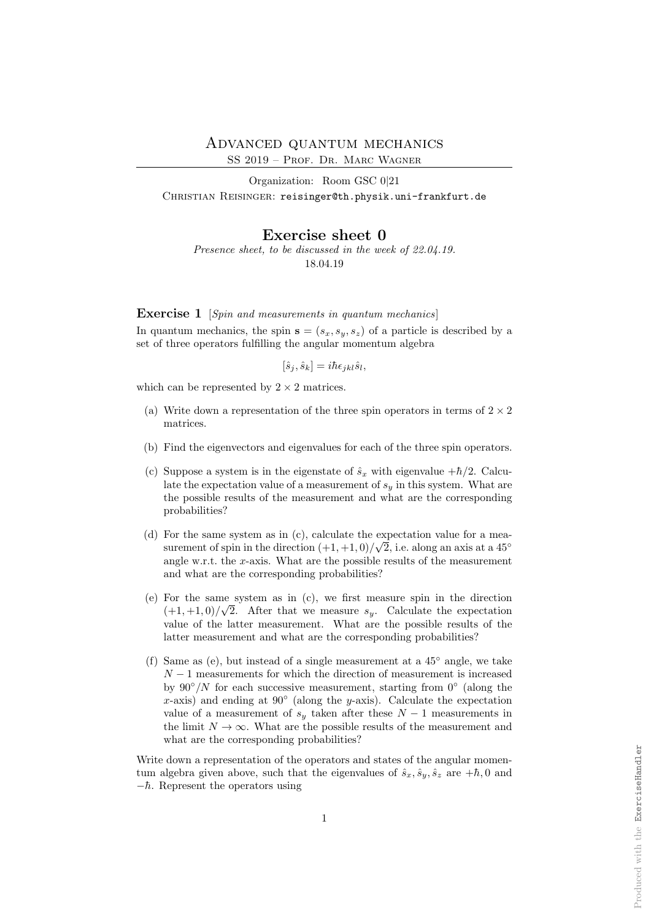# Advanced quantum mechanics

SS 2019 – Prof. Dr. Marc Wagner

Organization: Room GSC 0|21

Christian Reisinger: reisinger@th.physik.uni-frankfurt.de

## Exercise sheet 0

*Presence sheet, to be discussed in the week of 22.04.19.*

18.04.19

**Exercise 1** [*Spin and measurements in quantum mechanics*]

In quantum mechanics, the spin $\mathbf{s} = (s_x, s_y, s_z)$ of a particle is described by a set of three operators fulfilling the angular momentum algebra

$$[\hat{s}_j, \hat{s}_k] = i\hbar\epsilon_{jkl}\hat{s}_l,$$

which can be represented by $2 \times 2$ matrices.

(a) Write down a representation of the three spin operators in terms of $2 \times 2$ matrices.

(b) Find the eigenvectors and eigenvalues for each of the three spin operators.

(c) Suppose a system is in the eigenstate of $\hat{s}_x$ with eigenvalue $+\hbar/2$. Calculate the expectation value of a measurement of $s_y$ in this system. What are the possible results of the measurement and what are the corresponding probabilities?

(d) For the same system as in (c), calculate the expectation value for a measurement of spin in the direction $(+1, +1, 0)/\sqrt{2}$, i.e. along an axis at a $45°$ angle w.r.t. the $x$-axis. What are the possible results of the measurement and what are the corresponding probabilities?

(e) For the same system as in (c), we first measure spin in the direction $(+1, +1, 0)/\sqrt{2}$. After that we measure $s_y$. Calculate the expectation value of the latter measurement. What are the possible results of the latter measurement and what are the corresponding probabilities?

(f) Same as (e), but instead of a single measurement at a $45°$ angle, we take $N - 1$ measurements for which the direction of measurement is increased by $90°/N$ for each successive measurement, starting from $0°$ (along the $x$-axis) and ending at $90°$ (along the $y$-axis). Calculate the expectation value of a measurement of $s_y$ taken after these $N - 1$ measurements in the limit $N \to \infty$. What are the possible results of the measurement and what are the corresponding probabilities?

Write down a representation of the operators and states of the angular momentum algebra given above, such that the eigenvalues of $\hat{s}_x, \hat{s}_y, \hat{s}_z$ are $+\hbar, 0$ and $-\hbar$. Represent the operators using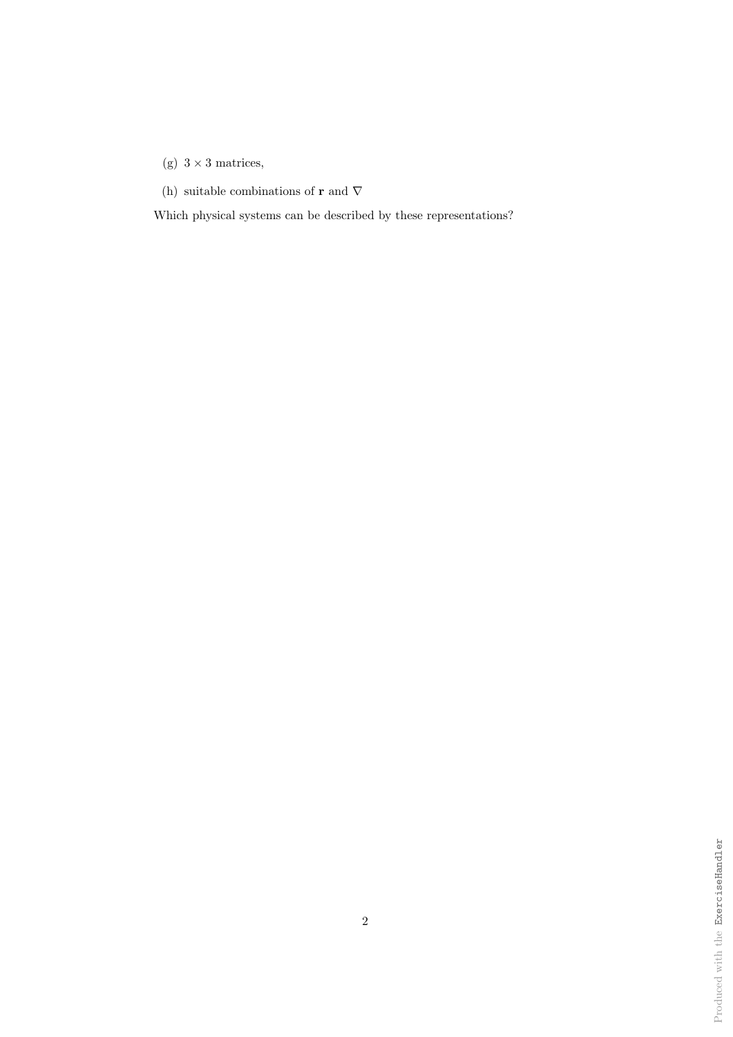(g) $3 \times 3$ matrices,

(h) suitable combinations of $\mathbf{r}$ and $\nabla$

Which physical systems can be described by these representations?